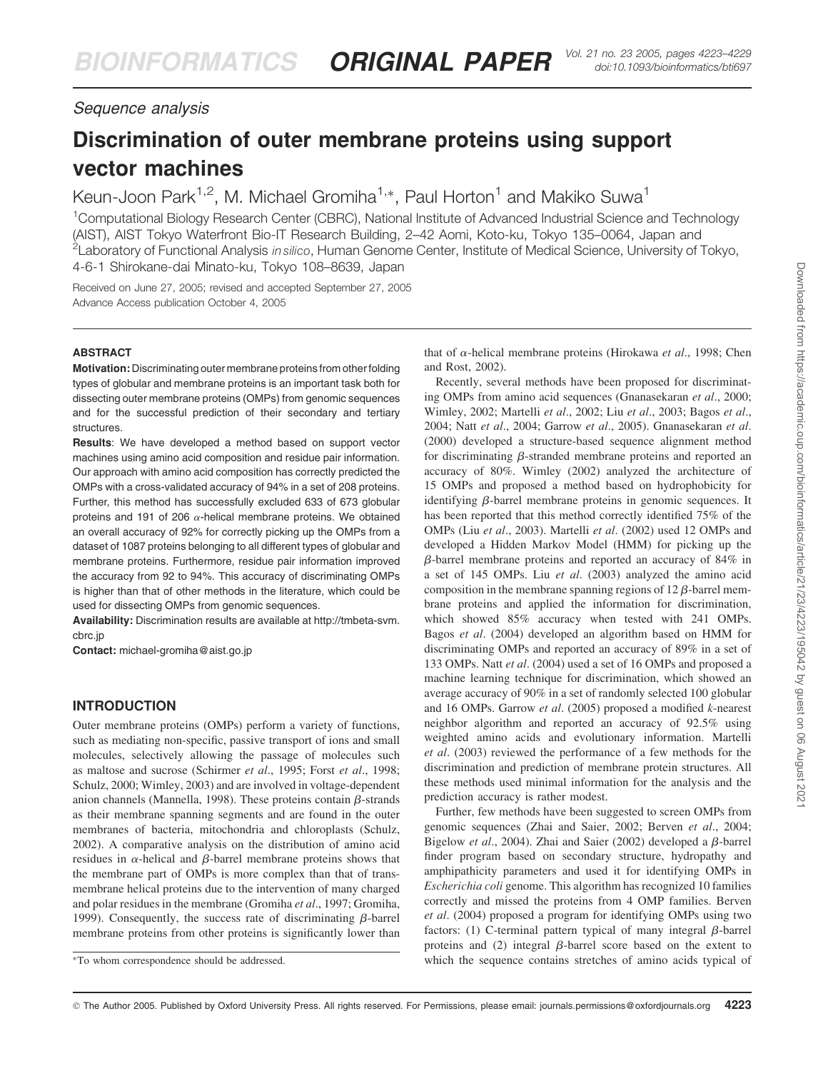*Sequence analysis*

# Discrimination of outer membrane proteins using support vector machines

Keun-Joon Park[1,2], M. Michael Gromiha[1,*], Paul Horton[1] and Makiko Suwa[1]

[1]Computational Biology Research Center (CBRC), National Institute of Advanced Industrial Science and Technology (AIST), AIST Tokyo Waterfront Bio-IT Research Building, 2–42 Aomi, Koto-ku, Tokyo 135–0064, Japan and [2]Laboratory of Functional Analysis *in silico*, Human Genome Center, Institute of Medical Science, University of Tokyo, 4-6-1 Shirokane-dai Minato-ku, Tokyo 108–8639, Japan

Received on June 27, 2005; revised and accepted September 27, 2005
Advance Access publication October 4, 2005

## ABSTRACT

**Motivation:** Discriminating outer membrane proteins from other folding types of globular and membrane proteins is an important task both for dissecting outer membrane proteins (OMPs) from genomic sequences and for the successful prediction of their secondary and tertiary structures.

**Results:** We have developed a method based on support vector machines using amino acid composition and residue pair information. Our approach with amino acid composition has correctly predicted the OMPs with a cross-validated accuracy of 94% in a set of 208 proteins. Further, this method has successfully excluded 633 of 673 globular proteins and 191 of 206 $\alpha$-helical membrane proteins. We obtained an overall accuracy of 92% for correctly picking up the OMPs from a dataset of 1087 proteins belonging to all different types of globular and membrane proteins. Furthermore, residue pair information improved the accuracy from 92 to 94%. This accuracy of discriminating OMPs is higher than that of other methods in the literature, which could be used for dissecting OMPs from genomic sequences.

**Availability:** Discrimination results are available at http://tmbeta-svm.cbrc.jp

**Contact:** michael-gromiha@aist.go.jp

## INTRODUCTION

Outer membrane proteins (OMPs) perform a variety of functions, such as mediating non-specific, passive transport of ions and small molecules, selectively allowing the passage of molecules such as maltose and sucrose (Schirmer *et al*., 1995; Forst *et al*., 1998; Schulz, 2000; Wimley, 2003) and are involved in voltage-dependent anion channels (Mannella, 1998). These proteins contain $\beta$-strands as their membrane spanning segments and are found in the outer membranes of bacteria, mitochondria and chloroplasts (Schulz, 2002). A comparative analysis on the distribution of amino acid residues in $\alpha$-helical and $\beta$-barrel membrane proteins shows that the membrane part of OMPs is more complex than that of transmembrane helical proteins due to the intervention of many charged and polar residues in the membrane (Gromiha *et al*., 1997; Gromiha, 1999). Consequently, the success rate of discriminating $\beta$-barrel membrane proteins from other proteins is significantly lower than that of $\alpha$-helical membrane proteins (Hirokawa *et al*., 1998; Chen and Rost, 2002).

Recently, several methods have been proposed for discriminating OMPs from amino acid sequences (Gnanasekaran *et al*., 2000; Wimley, 2002; Martelli *et al*., 2002; Liu *et al*., 2003; Bagos *et al*., 2004; Natt *et al*., 2004; Garrow *et al*., 2005). Gnanasekaran *et al*. (2000) developed a structure-based sequence alignment method for discriminating $\beta$-stranded membrane proteins and reported an accuracy of 80%. Wimley (2002) analyzed the architecture of 15 OMPs and proposed a method based on hydrophobicity for identifying $\beta$-barrel membrane proteins in genomic sequences. It has been reported that this method correctly identified 75% of the OMPs (Liu *et al*., 2003). Martelli *et al*. (2002) used 12 OMPs and developed a Hidden Markov Model (HMM) for picking up the $\beta$-barrel membrane proteins and reported an accuracy of 84% in a set of 145 OMPs. Liu *et al*. (2003) analyzed the amino acid composition in the membrane spanning regions of 12 $\beta$-barrel membrane proteins and applied the information for discrimination, which showed 85% accuracy when tested with 241 OMPs. Bagos *et al*. (2004) developed an algorithm based on HMM for discriminating OMPs and reported an accuracy of 89% in a set of 133 OMPs. Natt *et al*. (2004) used a set of 16 OMPs and proposed a machine learning technique for discrimination, which showed an average accuracy of 90% in a set of randomly selected 100 globular and 16 OMPs. Garrow *et al*. (2005) proposed a modified *k*-nearest neighbor algorithm and reported an accuracy of 92.5% using weighted amino acids and evolutionary information. Martelli *et al*. (2003) reviewed the performance of a few methods for the discrimination and prediction of membrane protein structures. All these methods used minimal information for the analysis and the prediction accuracy is rather modest.

Further, few methods have been suggested to screen OMPs from genomic sequences (Zhai and Saier, 2002; Berven *et al*., 2004; Bigelow *et al*., 2004). Zhai and Saier (2002) developed a $\beta$-barrel finder program based on secondary structure, hydropathy and amphipathicity parameters and used it for identifying OMPs in *Escherichia coli* genome. This algorithm has recognized 10 families correctly and missed the proteins from 4 OMP families. Berven *et al*. (2004) proposed a program for identifying OMPs using two factors: (1) C-terminal pattern typical of many integral $\beta$-barrel proteins and (2) integral $\beta$-barrel score based on the extent to which the sequence contains stretches of amino acids typical of

*To whom correspondence should be addressed.

© The Author 2005. Published by Oxford University Press. All rights reserved. For Permissions, please email: journals.permissions@oxfordjournals.org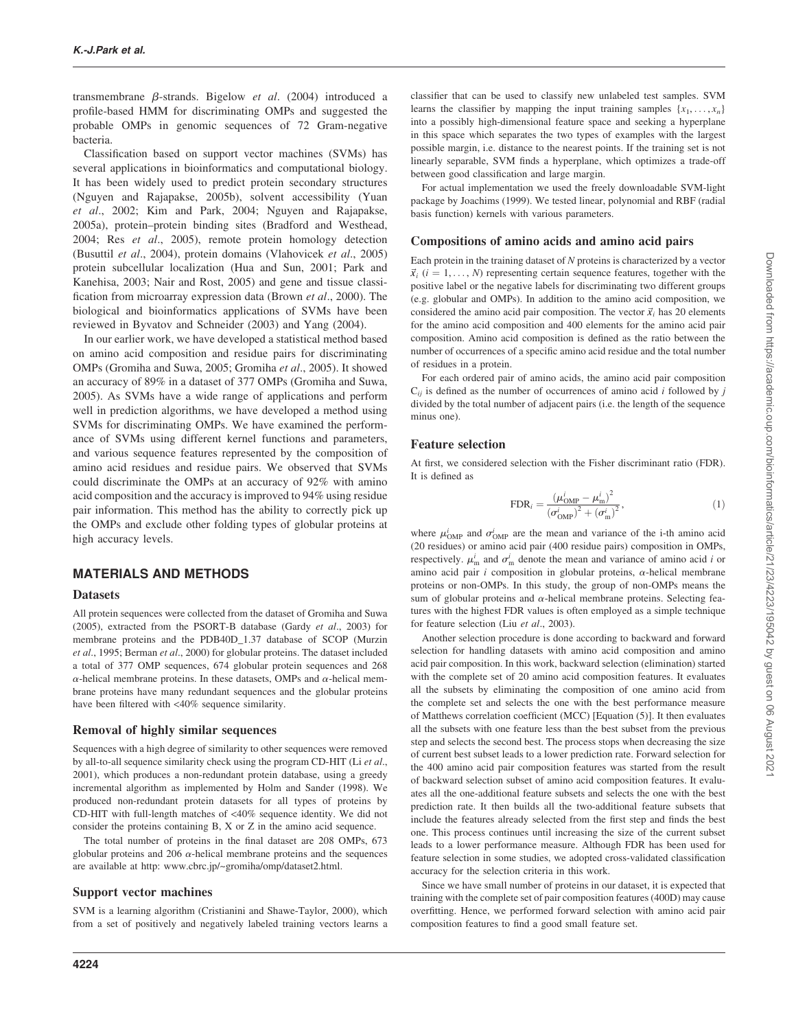transmembrane $\beta$-strands. Bigelow *et al*. (2004) introduced a profile-based HMM for discriminating OMPs and suggested the probable OMPs in genomic sequences of 72 Gram-negative bacteria.

Classification based on support vector machines (SVMs) has several applications in bioinformatics and computational biology. It has been widely used to predict protein secondary structures (Nguyen and Rajapakse, 2005b), solvent accessibility (Yuan *et al*., 2002; Kim and Park, 2004; Nguyen and Rajapakse, 2005a), protein–protein binding sites (Bradford and Westhead, 2004; Res *et al*., 2005), remote protein homology detection (Busuttil *et al*., 2004), protein domains (Vlahovicek *et al*., 2005) protein subcellular localization (Hua and Sun, 2001; Park and Kanehisa, 2003; Nair and Rost, 2005) and gene and tissue classification from microarray expression data (Brown *et al*., 2000). The biological and bioinformatics applications of SVMs have been reviewed in Byvatov and Schneider (2003) and Yang (2004).

In our earlier work, we have developed a statistical method based on amino acid composition and residue pairs for discriminating OMPs (Gromiha and Suwa, 2005; Gromiha *et al*., 2005). It showed an accuracy of 89% in a dataset of 377 OMPs (Gromiha and Suwa, 2005). As SVMs have a wide range of applications and perform well in prediction algorithms, we have developed a method using SVMs for discriminating OMPs. We have examined the performance of SVMs using different kernel functions and parameters, and various sequence features represented by the composition of amino acid residues and residue pairs. We observed that SVMs could discriminate the OMPs at an accuracy of 92% with amino acid composition and the accuracy is improved to 94% using residue pair information. This method has the ability to correctly pick up the OMPs and exclude other folding types of globular proteins at high accuracy levels.

## MATERIALS AND METHODS

### Datasets

All protein sequences were collected from the dataset of Gromiha and Suwa (2005), extracted from the PSORT-B database (Gardy *et al*., 2003) for membrane proteins and the PDB40D_1.37 database of SCOP (Murzin *et al*., 1995; Berman *et al*., 2000) for globular proteins. The dataset included a total of 377 OMP sequences, 674 globular protein sequences and 268 $\alpha$-helical membrane proteins. In these datasets, OMPs and $\alpha$-helical membrane proteins have many redundant sequences and the globular proteins have been filtered with <40% sequence similarity.

### Removal of highly similar sequences

Sequences with a high degree of similarity to other sequences were removed by all-to-all sequence similarity check using the program CD-HIT (Li *et al*., 2001), which produces a non-redundant protein database, using a greedy incremental algorithm as implemented by Holm and Sander (1998). We produced non-redundant protein datasets for all types of proteins by CD-HIT with full-length matches of <40% sequence identity. We did not consider the proteins containing B, X or Z in the amino acid sequence.

The total number of proteins in the final dataset are 208 OMPs, 673 globular proteins and 206 $\alpha$-helical membrane proteins and the sequences are available at http: www.cbrc.jp/~gromiha/omp/dataset2.html.

### Support vector machines

SVM is a learning algorithm (Cristianini and Shawe-Taylor, 2000), which from a set of positively and negatively labeled training vectors learns a classifier that can be used to classify new unlabeled test samples. SVM learns the classifier by mapping the input training samples $\{x_1, \ldots, x_n\}$ into a possibly high-dimensional feature space and seeking a hyperplane in this space which separates the two types of examples with the largest possible margin, i.e. distance to the nearest points. If the training set is not linearly separable, SVM finds a hyperplane, which optimizes a trade-off between good classification and large margin.

For actual implementation we used the freely downloadable SVM-light package by Joachims (1999). We tested linear, polynomial and RBF (radial basis function) kernels with various parameters.

### Compositions of amino acids and amino acid pairs

Each protein in the training dataset of $N$ proteins is characterized by a vector $\vec{x}_i$ ($i = 1, \ldots, N$) representing certain sequence features, together with the positive label or the negative labels for discriminating two different groups (e.g. globular and OMPs). In addition to the amino acid composition, we considered the amino acid pair composition. The vector $\vec{x}_i$ has 20 elements for the amino acid composition and 400 elements for the amino acid pair composition. Amino acid composition is defined as the ratio between the number of occurrences of a specific amino acid residue and the total number of residues in a protein.

For each ordered pair of amino acids, the amino acid pair composition $C_{ij}$ is defined as the number of occurrences of amino acid $i$ followed by $j$ divided by the total number of adjacent pairs (i.e. the length of the sequence minus one).

### Feature selection

At first, we considered selection with the Fisher discriminant ratio (FDR). It is defined as

$$\mathrm{FDR}_i = \frac{(\mu^i_{\mathrm{OMP}} - \mu^i_{\mathrm{m}})^2}{(\sigma^i_{\mathrm{OMP}})^2 + (\sigma^i_{\mathrm{m}})^2}, \tag{1}$$

where $\mu^i_{\mathrm{OMP}}$ and $\sigma^i_{\mathrm{OMP}}$ are the mean and variance of the i-th amino acid (20 residues) or amino acid pair (400 residue pairs) composition in OMPs, respectively. $\mu^i_{\mathrm{m}}$ and $\sigma^i_{\mathrm{m}}$ denote the mean and variance of amino acid $i$ or amino acid pair $i$ composition in globular proteins, $\alpha$-helical membrane proteins or non-OMPs. In this study, the group of non-OMPs means the sum of globular proteins and $\alpha$-helical membrane proteins. Selecting features with the highest FDR values is often employed as a simple technique for feature selection (Liu *et al*., 2003).

Another selection procedure is done according to backward and forward selection for handling datasets with amino acid composition and amino acid pair composition. In this work, backward selection (elimination) started with the complete set of 20 amino acid composition features. It evaluates all the subsets by eliminating the composition of one amino acid from the complete set and selects the one with the best performance measure of Matthews correlation coefficient (MCC) [Equation (5)]. It then evaluates all the subsets with one feature less than the best subset from the previous step and selects the second best. The process stops when decreasing the size of current best subset leads to a lower prediction rate. Forward selection for the 400 amino acid pair composition features was started from the result of backward selection subset of amino acid composition features. It evaluates all the one-additional feature subsets and selects the one with the best prediction rate. It then builds all the two-additional feature subsets that include the features already selected from the first step and finds the best one. This process continues until increasing the size of the current subset leads to a lower performance measure. Although FDR has been used for feature selection in some studies, we adopted cross-validated classification accuracy for the selection criteria in this work.

Since we have small number of proteins in our dataset, it is expected that training with the complete set of pair composition features (400D) may cause overfitting. Hence, we performed forward selection with amino acid pair composition features to find a good small feature set.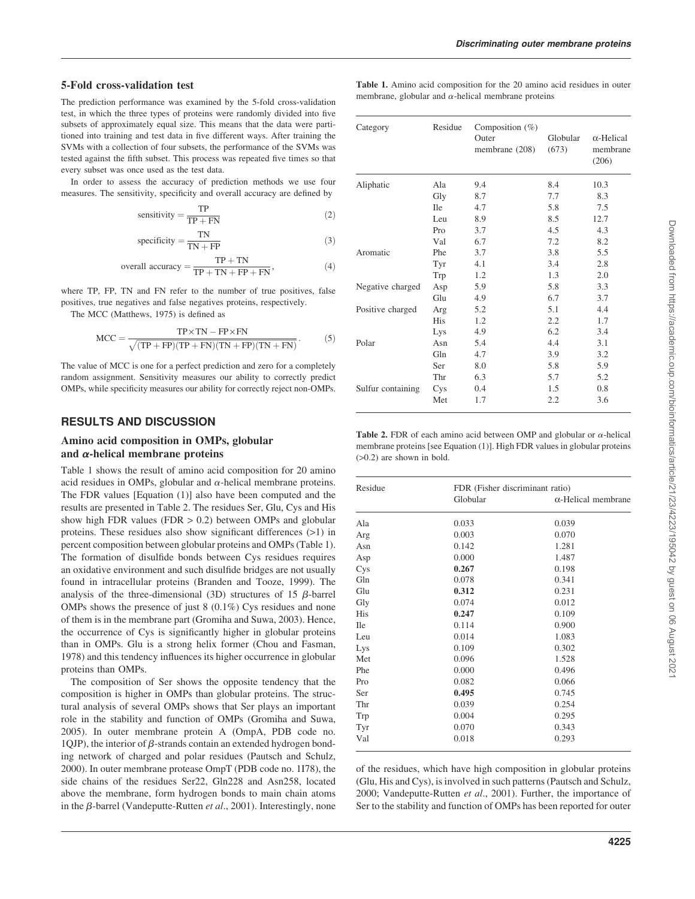### 5-Fold cross-validation test

The prediction performance was examined by the 5-fold cross-validation test, in which the three types of proteins were randomly divided into five subsets of approximately equal size. This means that the data were partitioned into training and test data in five different ways. After training the SVMs with a collection of four subsets, the performance of the SVMs was tested against the fifth subset. This process was repeated five times so that every subset was once used as the test data.

In order to assess the accuracy of prediction methods we use four measures. The sensitivity, specificity and overall accuracy are defined by

$$\text{sensitivity} = \frac{\text{TP}}{\text{TP} + \text{FN}} \tag{2}$$

$$\text{specificity} = \frac{\text{TN}}{\text{TN} + \text{FP}} \tag{3}$$

$$\text{overall accuracy} = \frac{\text{TP} + \text{TN}}{\text{TP} + \text{TN} + \text{FP} + \text{FN}}, \tag{4}$$

where TP, FP, TN and FN refer to the number of true positives, false positives, true negatives and false negatives proteins, respectively.

The MCC (Matthews, 1975) is defined as

$$\text{MCC} = \frac{\text{TP} \times \text{TN} - \text{FP} \times \text{FN}}{\sqrt{(\text{TP} + \text{FP})(\text{TP} + \text{FN})(\text{TN} + \text{FP})(\text{TN} + \text{FN})}}. \tag{5}$$

The value of MCC is one for a perfect prediction and zero for a completely random assignment. Sensitivity measures our ability to correctly predict OMPs, while specificity measures our ability for correctly reject non-OMPs.

## RESULTS AND DISCUSSION

### Amino acid composition in OMPs, globular and $\alpha$-helical membrane proteins

Table 1 shows the result of amino acid composition for 20 amino acid residues in OMPs, globular and $\alpha$-helical membrane proteins. The FDR values [Equation (1)] also have been computed and the results are presented in Table 2. The residues Ser, Glu, Cys and His show high FDR values (FDR > 0.2) between OMPs and globular proteins. These residues also show significant differences (>1) in percent composition between globular proteins and OMPs (Table 1). The formation of disulfide bonds between Cys residues requires an oxidative environment and such disulfide bridges are not usually found in intracellular proteins (Branden and Tooze, 1999). The analysis of the three-dimensional (3D) structures of 15 $\beta$-barrel OMPs shows the presence of just 8 (0.1%) Cys residues and none of them is in the membrane part (Gromiha and Suwa, 2003). Hence, the occurrence of Cys is significantly higher in globular proteins than in OMPs. Glu is a strong helix former (Chou and Fasman, 1978) and this tendency influences its higher occurrence in globular proteins than OMPs.

The composition of Ser shows the opposite tendency that the composition is higher in OMPs than globular proteins. The structural analysis of several OMPs shows that Ser plays an important role in the stability and function of OMPs (Gromiha and Suwa, 2005). In outer membrane protein A (OmpA, PDB code no. 1QJP), the interior of $\beta$-strands contain an extended hydrogen bonding network of charged and polar residues (Pautsch and Schulz, 2000). In outer membrane protease OmpT (PDB code no. 1I78), the side chains of the residues Ser22, Gln228 and Asn258, located above the membrane, form hydrogen bonds to main chain atoms in the $\beta$-barrel (Vandeputte-Rutten *et al*., 2001). Interestingly, none of the residues, which have high composition in globular proteins (Glu, His and Cys), is involved in such patterns (Pautsch and Schulz, 2000; Vandeputte-Rutten *et al*., 2001). Further, the importance of Ser to the stability and function of OMPs has been reported for outer

**Table 1.** Amino acid composition for the 20 amino acid residues in outer membrane, globular and $\alpha$-helical membrane proteins

| Category | Residue | Composition (%) Outer membrane (208) | Globular (673) | $\alpha$-Helical membrane (206) |
|---|---|---|---|---|
| Aliphatic | Ala | 9.4 | 8.4 | 10.3 |
| | Gly | 8.7 | 7.7 | 8.3 |
| | Ile | 4.7 | 5.8 | 7.5 |
| | Leu | 8.9 | 8.5 | 12.7 |
| | Pro | 3.7 | 4.5 | 4.3 |
| | Val | 6.7 | 7.2 | 8.2 |
| Aromatic | Phe | 3.7 | 3.8 | 5.5 |
| | Tyr | 4.1 | 3.4 | 2.8 |
| | Trp | 1.2 | 1.3 | 2.0 |
| Negative charged | Asp | 5.9 | 5.8 | 3.3 |
| | Glu | 4.9 | 6.7 | 3.7 |
| Positive charged | Arg | 5.2 | 5.1 | 4.4 |
| | His | 1.2 | 2.2 | 1.7 |
| | Lys | 4.9 | 6.2 | 3.4 |
| Polar | Asn | 5.4 | 4.4 | 3.1 |
| | Gln | 4.7 | 3.9 | 3.2 |
| | Ser | 8.0 | 5.8 | 5.9 |
| | Thr | 6.3 | 5.7 | 5.2 |
| Sulfur containing | Cys | 0.4 | 1.5 | 0.8 |
| | Met | 1.7 | 2.2 | 3.6 |

**Table 2.** FDR of each amino acid between OMP and globular or $\alpha$-helical membrane proteins [see Equation (1)]. High FDR values in globular proteins (>0.2) are shown in bold.

| Residue | FDR (Fisher discriminant ratio) Globular | $\alpha$-Helical membrane |
|---|---|---|
| Ala | 0.033 | 0.039 |
| Arg | 0.003 | 0.070 |
| Asn | 0.142 | 1.281 |
| Asp | 0.000 | 1.487 |
| Cys | **0.267** | 0.198 |
| Gln | 0.078 | 0.341 |
| Glu | **0.312** | 0.231 |
| Gly | 0.074 | 0.012 |
| His | **0.247** | 0.109 |
| Ile | 0.114 | 0.900 |
| Leu | 0.014 | 1.083 |
| Lys | 0.109 | 0.302 |
| Met | 0.096 | 1.528 |
| Phe | 0.000 | 0.496 |
| Pro | 0.082 | 0.066 |
| Ser | **0.495** | 0.745 |
| Thr | 0.039 | 0.254 |
| Trp | 0.004 | 0.295 |
| Tyr | 0.070 | 0.343 |
| Val | 0.018 | 0.293 |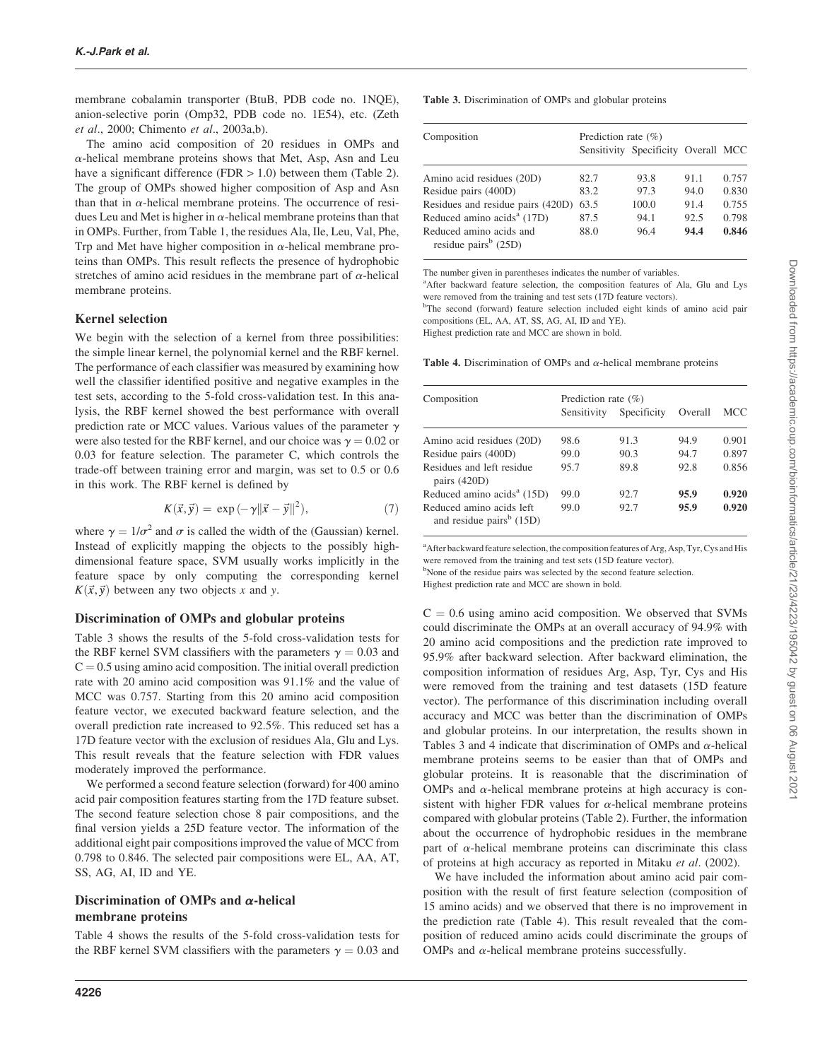membrane cobalamin transporter (BtuB, PDB code no. 1NQE), anion-selective porin (Omp32, PDB code no. 1E54), etc. (Zeth *et al*., 2000; Chimento *et al*., 2003a,b).

The amino acid composition of 20 residues in OMPs and $\alpha$-helical membrane proteins shows that Met, Asp, Asn and Leu have a significant difference (FDR > 1.0) between them (Table 2). The group of OMPs showed higher composition of Asp and Asn than that in $\alpha$-helical membrane proteins. The occurrence of residues Leu and Met is higher in $\alpha$-helical membrane proteins than that in OMPs. Further, from Table 1, the residues Ala, Ile, Leu, Val, Phe, Trp and Met have higher composition in $\alpha$-helical membrane proteins than OMPs. This result reflects the presence of hydrophobic stretches of amino acid residues in the membrane part of $\alpha$-helical membrane proteins.

## Kernel selection

We begin with the selection of a kernel from three possibilities: the simple linear kernel, the polynomial kernel and the RBF kernel. The performance of each classifier was measured by examining how well the classifier identified positive and negative examples in the test sets, according to the 5-fold cross-validation test. In this analysis, the RBF kernel showed the best performance with overall prediction rate or MCC values. Various values of the parameter $\gamma$ were also tested for the RBF kernel, and our choice was $\gamma = 0.02$ or 0.03 for feature selection. The parameter C, which controls the trade-off between training error and margin, was set to 0.5 or 0.6 in this work. The RBF kernel is defined by

$$K(\vec{x}, \vec{y}) = \exp\left(-\gamma \|\vec{x} - \vec{y}\|^2\right), \tag{7}$$

where $\gamma = 1/\sigma^2$ and $\sigma$ is called the width of the (Gaussian) kernel. Instead of explicitly mapping the objects to the possibly high-dimensional feature space, SVM usually works implicitly in the feature space by only computing the corresponding kernel $K(\vec{x}, \vec{y})$ between any two objects $x$ and $y$.

## Discrimination of OMPs and globular proteins

Table 3 shows the results of the 5-fold cross-validation tests for the RBF kernel SVM classifiers with the parameters $\gamma = 0.03$ and $C = 0.5$ using amino acid composition. The initial overall prediction rate with 20 amino acid composition was 91.1% and the value of MCC was 0.757. Starting from this 20 amino acid composition feature vector, we executed backward feature selection, and the overall prediction rate increased to 92.5%. This reduced set has a 17D feature vector with the exclusion of residues Ala, Glu and Lys. This result reveals that the feature selection with FDR values moderately improved the performance.

We performed a second feature selection (forward) for 400 amino acid pair composition features starting from the 17D feature subset. The second feature selection chose 8 pair compositions, and the final version yields a 25D feature vector. The information of the additional eight pair compositions improved the value of MCC from 0.798 to 0.846. The selected pair compositions were EL, AA, AT, SS, AG, AI, ID and YE.

## Discrimination of OMPs and $\alpha$-helical membrane proteins

Table 4 shows the results of the 5-fold cross-validation tests for the RBF kernel SVM classifiers with the parameters $\gamma = 0.03$ and $C = 0.6$ using amino acid composition. We observed that SVMs could discriminate the OMPs at an overall accuracy of 94.9% with 20 amino acid compositions and the prediction rate improved to 95.9% after backward selection. After backward elimination, the composition information of residues Arg, Asp, Tyr, Cys and His were removed from the training and test datasets (15D feature vector). The performance of this discrimination including overall accuracy and MCC was better than the discrimination of OMPs and globular proteins. In our interpretation, the results shown in Tables 3 and 4 indicate that discrimination of OMPs and $\alpha$-helical membrane proteins seems to be easier than that of OMPs and globular proteins. It is reasonable that the discrimination of OMPs and $\alpha$-helical membrane proteins at high accuracy is consistent with higher FDR values for $\alpha$-helical membrane proteins compared with globular proteins (Table 2). Further, the information about the occurrence of hydrophobic residues in the membrane part of $\alpha$-helical membrane proteins can discriminate this class of proteins at high accuracy as reported in Mitaku *et al*. (2002).

We have included the information about amino acid pair composition with the result of first feature selection (composition of 15 amino acids) and we observed that there is no improvement in the prediction rate (Table 4). This result revealed that the composition of reduced amino acids could discriminate the groups of OMPs and $\alpha$-helical membrane proteins successfully.

**Table 3.** Discrimination of OMPs and globular proteins

| Composition | Prediction rate (%) | | | |
|---|---|---|---|---|
| | Sensitivity | Specificity | Overall | MCC |
| Amino acid residues (20D) | 82.7 | 93.8 | 91.1 | 0.757 |
| Residue pairs (400D) | 83.2 | 97.3 | 94.0 | 0.830 |
| Residues and residue pairs (420D) | 63.5 | 100.0 | 91.4 | 0.755 |
| Reduced amino acids[a] (17D) | 87.5 | 94.1 | 92.5 | 0.798 |
| Reduced amino acids and residue pairs[b] (25D) | 88.0 | 96.4 | **94.4** | **0.846** |

The number given in parentheses indicates the number of variables.
[a]After backward feature selection, the composition features of Ala, Glu and Lys were removed from the training and test sets (17D feature vectors).
[b]The second (forward) feature selection included eight kinds of amino acid pair compositions (EL, AA, AT, SS, AG, AI, ID and YE).
Highest prediction rate and MCC are shown in bold.

**Table 4.** Discrimination of OMPs and $\alpha$-helical membrane proteins

| Composition | Prediction rate (%) | | | |
|---|---|---|---|---|
| | Sensitivity | Specificity | Overall | MCC |
| Amino acid residues (20D) | 98.6 | 91.3 | 94.9 | 0.901 |
| Residue pairs (400D) | 99.0 | 90.3 | 94.7 | 0.897 |
| Residues and left residue pairs (420D) | 95.7 | 89.8 | 92.8 | 0.856 |
| Reduced amino acids[a] (15D) | 99.0 | 92.7 | **95.9** | **0.920** |
| Reduced amino acids left and residue pairs[b] (15D) | 99.0 | 92.7 | **95.9** | **0.920** |

[a]After backward feature selection, the composition features of Arg, Asp, Tyr, Cys and His were removed from the training and test sets (15D feature vector).
[b]None of the residue pairs was selected by the second feature selection.
Highest prediction rate and MCC are shown in bold.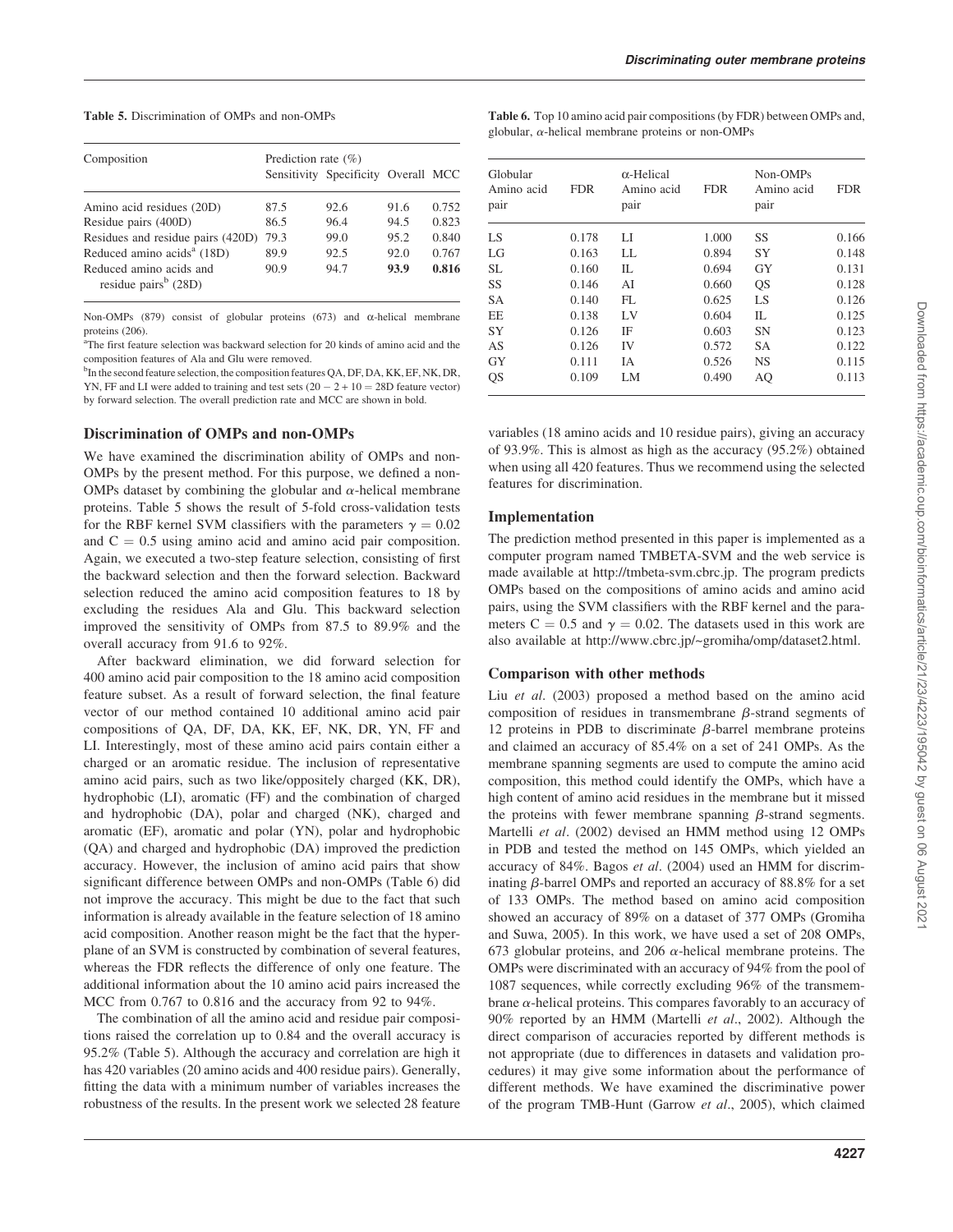**Table 5.** Discrimination of OMPs and non-OMPs

| Composition | Prediction rate (%) | | | |
|---|---|---|---|---|
| | Sensitivity | Specificity | Overall | MCC |
| Amino acid residues (20D) | 87.5 | 92.6 | 91.6 | 0.752 |
| Residue pairs (400D) | 86.5 | 96.4 | 94.5 | 0.823 |
| Residues and residue pairs (420D) | 79.3 | 99.0 | 95.2 | 0.840 |
| Reduced amino acids[a] (18D) | 89.9 | 92.5 | 92.0 | 0.767 |
| Reduced amino acids and residue pairs[b] (28D) | 90.9 | 94.7 | **93.9** | **0.816** |

Non-OMPs (879) consist of globular proteins (673) and α-helical membrane proteins (206).
[a]The first feature selection was backward selection for 20 kinds of amino acid and the composition features of Ala and Glu were removed.
[b]In the second feature selection, the composition features QA, DF, DA, KK, EF, NK, DR, YN, FF and LI were added to training and test sets ($20 - 2 + 10 = 28$D feature vector) by forward selection. The overall prediction rate and MCC are shown in bold.

## Discrimination of OMPs and non-OMPs

We have examined the discrimination ability of OMPs and non-OMPs by the present method. For this purpose, we defined a non-OMPs dataset by combining the globular and α-helical membrane proteins. Table 5 shows the result of 5-fold cross-validation tests for the RBF kernel SVM classifiers with the parameters $\gamma = 0.02$ and $C = 0.5$ using amino acid and amino acid pair composition. Again, we executed a two-step feature selection, consisting of first the backward selection and then the forward selection. Backward selection reduced the amino acid composition features to 18 by excluding the residues Ala and Glu. This backward selection improved the sensitivity of OMPs from 87.5 to 89.9% and the overall accuracy from 91.6 to 92%.

After backward elimination, we did forward selection for 400 amino acid pair composition to the 18 amino acid composition feature subset. As a result of forward selection, the final feature vector of our method contained 10 additional amino acid pair compositions of QA, DF, DA, KK, EF, NK, DR, YN, FF and LI. Interestingly, most of these amino acid pairs contain either a charged or an aromatic residue. The inclusion of representative amino acid pairs, such as two like/oppositely charged (KK, DR), hydrophobic (LI), aromatic (FF) and the combination of charged and hydrophobic (DA), polar and charged (NK), charged and aromatic (EF), aromatic and polar (YN), polar and hydrophobic (QA) and charged and hydrophobic (DA) improved the prediction accuracy. However, the inclusion of amino acid pairs that show significant difference between OMPs and non-OMPs (Table 6) did not improve the accuracy. This might be due to the fact that such information is already available in the feature selection of 18 amino acid composition. Another reason might be the fact that the hyperplane of an SVM is constructed by combination of several features, whereas the FDR reflects the difference of only one feature. The additional information about the 10 amino acid pairs increased the MCC from 0.767 to 0.816 and the accuracy from 92 to 94%.

The combination of all the amino acid and residue pair compositions raised the correlation up to 0.84 and the overall accuracy is 95.2% (Table 5). Although the accuracy and correlation are high it has 420 variables (20 amino acids and 400 residue pairs). Generally, fitting the data with a minimum number of variables increases the robustness of the results. In the present work we selected 28 feature variables (18 amino acids and 10 residue pairs), giving an accuracy of 93.9%. This is almost as high as the accuracy (95.2%) obtained when using all 420 features. Thus we recommend using the selected features for discrimination.

**Table 6.** Top 10 amino acid pair compositions (by FDR) between OMPs and, globular, α-helical membrane proteins or non-OMPs

| Globular Amino acid pair | FDR | α-Helical Amino acid pair | FDR | Non-OMPs Amino acid pair | FDR |
|---|---|---|---|---|---|
| LS | 0.178 | LI | 1.000 | SS | 0.166 |
| LG | 0.163 | LL | 0.894 | SY | 0.148 |
| SL | 0.160 | IL | 0.694 | GY | 0.131 |
| SS | 0.146 | AI | 0.660 | QS | 0.128 |
| SA | 0.140 | FL | 0.625 | LS | 0.126 |
| EE | 0.138 | LV | 0.604 | IL | 0.125 |
| SY | 0.126 | IF | 0.603 | SN | 0.123 |
| AS | 0.126 | IV | 0.572 | SA | 0.122 |
| GY | 0.111 | IA | 0.526 | NS | 0.115 |
| QS | 0.109 | LM | 0.490 | AQ | 0.113 |

## Implementation

The prediction method presented in this paper is implemented as a computer program named TMBETA-SVM and the web service is made available at http://tmbeta-svm.cbrc.jp. The program predicts OMPs based on the compositions of amino acids and amino acid pairs, using the SVM classifiers with the RBF kernel and the parameters $C = 0.5$ and $\gamma = 0.02$. The datasets used in this work are also available at http://www.cbrc.jp/~gromiha/omp/dataset2.html.

## Comparison with other methods

Liu *et al*. (2003) proposed a method based on the amino acid composition of residues in transmembrane β-strand segments of 12 proteins in PDB to discriminate β-barrel membrane proteins and claimed an accuracy of 85.4% on a set of 241 OMPs. As the membrane spanning segments are used to compute the amino acid composition, this method could identify the OMPs, which have a high content of amino acid residues in the membrane but it missed the proteins with fewer membrane spanning β-strand segments. Martelli *et al*. (2002) devised an HMM method using 12 OMPs in PDB and tested the method on 145 OMPs, which yielded an accuracy of 84%. Bagos *et al*. (2004) used an HMM for discriminating β-barrel OMPs and reported an accuracy of 88.8% for a set of 133 OMPs. The method based on amino acid composition showed an accuracy of 89% on a dataset of 377 OMPs (Gromiha and Suwa, 2005). In this work, we have used a set of 208 OMPs, 673 globular proteins, and 206 α-helical membrane proteins. The OMPs were discriminated with an accuracy of 94% from the pool of 1087 sequences, while correctly excluding 96% of the transmembrane α-helical proteins. This compares favorably to an accuracy of 90% reported by an HMM (Martelli *et al*., 2002). Although the direct comparison of accuracies reported by different methods is not appropriate (due to differences in datasets and validation procedures) it may give some information about the performance of different methods. We have examined the discriminative power of the program TMB-Hunt (Garrow *et al*., 2005), which claimed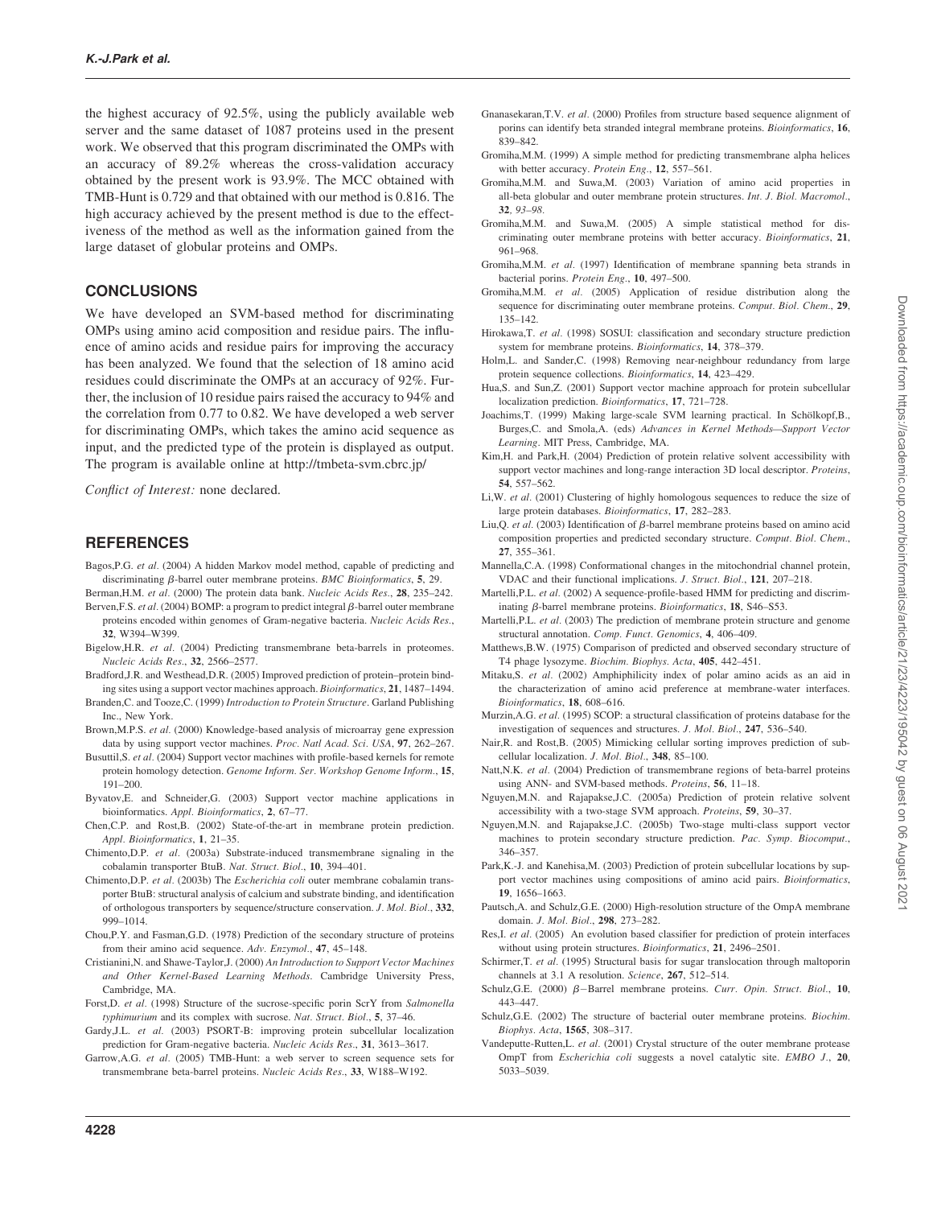the highest accuracy of 92.5%, using the publicly available web server and the same dataset of 1087 proteins used in the present work. We observed that this program discriminated the OMPs with an accuracy of 89.2% whereas the cross-validation accuracy obtained by the present work is 93.9%. The MCC obtained with TMB-Hunt is 0.729 and that obtained with our method is 0.816. The high accuracy achieved by the present method is due to the effectiveness of the method as well as the information gained from the large dataset of globular proteins and OMPs.

## CONCLUSIONS

We have developed an SVM-based method for discriminating OMPs using amino acid composition and residue pairs. The influence of amino acids and residue pairs for improving the accuracy has been analyzed. We found that the selection of 18 amino acid residues could discriminate the OMPs at an accuracy of 92%. Further, the inclusion of 10 residue pairs raised the accuracy to 94% and the correlation from 0.77 to 0.82. We have developed a web server for discriminating OMPs, which takes the amino acid sequence as input, and the predicted type of the protein is displayed as output. The program is available online at http://tmbeta-svm.cbrc.jp/

*Conflict of Interest:* none declared.

## REFERENCES

Bagos,P.G. *et al.* (2004) A hidden Markov model method, capable of predicting and discriminating β-barrel outer membrane proteins. *BMC Bioinformatics*, **5**, 29.

Berman,H.M. *et al.* (2000) The protein data bank. *Nucleic Acids Res.*, **28**, 235–242.

Berven,F.S. *et al.* (2004) BOMP: a program to predict integral β-barrel outer membrane proteins encoded within genomes of Gram-negative bacteria. *Nucleic Acids Res.*, **32**, W394–W399.

Bigelow,H.R. *et al.* (2004) Predicting transmembrane beta-barrels in proteomes. *Nucleic Acids Res.*, **32**, 2566–2577.

Bradford,J.R. and Westhead,D.R. (2005) Improved prediction of protein–protein binding sites using a support vector machines approach. *Bioinformatics*, **21**, 1487–1494.

Branden,C. and Tooze,C. (1999) *Introduction to Protein Structure*. Garland Publishing Inc., New York.

Brown,M.P.S. *et al.* (2000) Knowledge-based analysis of microarray gene expression data by using support vector machines. *Proc. Natl Acad. Sci. USA*, **97**, 262–267.

Busuttil,S. *et al.* (2004) Support vector machines with profile-based kernels for remote protein homology detection. *Genome Inform. Ser. Workshop Genome Inform.*, **15**, 191–200.

Byvatov,E. and Schneider,G. (2003) Support vector machine applications in bioinformatics. *Appl. Bioinformatics*, **2**, 67–77.

Chen,C.P. and Rost,B. (2002) State-of-the-art in membrane protein prediction. *Appl. Bioinformatics*, **1**, 21–35.

Chimento,D.P. *et al.* (2003a) Substrate-induced transmembrane signaling in the cobalamin transporter BtuB. *Nat. Struct. Biol.*, **10**, 394–401.

Chimento,D.P. *et al.* (2003b) The *Escherichia coli* outer membrane cobalamin transporter BtuB: structural analysis of calcium and substrate binding, and identification of orthologous transporters by sequence/structure conservation. *J. Mol. Biol.*, **332**, 999–1014.

Chou,P.Y. and Fasman,G.D. (1978) Prediction of the secondary structure of proteins from their amino acid sequence. *Adv. Enzymol.*, **47**, 45–148.

Cristianini,N. and Shawe-Taylor,J. (2000) *An Introduction to Support Vector Machines and Other Kernel-Based Learning Methods*. Cambridge University Press, Cambridge, MA.

Forst,D. *et al.* (1998) Structure of the sucrose-specific porin ScrY from *Salmonella typhimurium* and its complex with sucrose. *Nat. Struct. Biol.*, **5**, 37–46.

Gardy,J.L. *et al.* (2003) PSORT-B: improving protein subcellular localization prediction for Gram-negative bacteria. *Nucleic Acids Res.*, **31**, 3613–3617.

Garrow,A.G. *et al.* (2005) TMB-Hunt: a web server to screen sequence sets for transmembrane beta-barrel proteins. *Nucleic Acids Res.*, **33**, W188–W192.

Gnanasekaran,T.V. *et al.* (2000) Profiles from structure based sequence alignment of porins can identify beta stranded integral membrane proteins. *Bioinformatics*, **16**, 839–842.

Gromiha,M.M. (1999) A simple method for predicting transmembrane alpha helices with better accuracy. *Protein Eng.*, **12**, 557–561.

Gromiha,M.M. and Suwa,M. (2003) Variation of amino acid properties in all-beta globular and outer membrane protein structures. *Int. J. Biol. Macromol.*, *32, 93–98*.

Gromiha,M.M. and Suwa,M. (2005) A simple statistical method for discriminating outer membrane proteins with better accuracy. *Bioinformatics*, **21**, 961–968.

Gromiha,M.M. *et al.* (1997) Identification of membrane spanning beta strands in bacterial porins. *Protein Eng.*, **10**, 497–500.

Gromiha,M.M. *et al.* (2005) Application of residue distribution along the sequence for discriminating outer membrane proteins. *Comput. Biol. Chem.*, **29**, 135–142.

Hirokawa,T. *et al.* (1998) SOSUI: classification and secondary structure prediction system for membrane proteins. *Bioinformatics*, **14**, 378–379.

Holm,L. and Sander,C. (1998) Removing near-neighbour redundancy from large protein sequence collections. *Bioinformatics*, **14**, 423–429.

Hua,S. and Sun,Z. (2001) Support vector machine approach for protein subcellular localization prediction. *Bioinformatics*, **17**, 721–728.

Joachims,T. (1999) Making large-scale SVM learning practical. In Schölkopf,B., Burges,C. and Smola,A. (eds) *Advances in Kernel Methods—Support Vector Learning*. MIT Press, Cambridge, MA.

Kim,H. and Park,H. (2004) Prediction of protein relative solvent accessibility with support vector machines and long-range interaction 3D local descriptor. *Proteins*, **54**, 557–562.

Li,W. *et al.* (2001) Clustering of highly homologous sequences to reduce the size of large protein databases. *Bioinformatics*, **17**, 282–283.

Liu,Q. *et al.* (2003) Identification of β-barrel membrane proteins based on amino acid composition properties and predicted secondary structure. *Comput. Biol. Chem.*, **27**, 355–361.

Mannella,C.A. (1998) Conformational changes in the mitochondrial channel protein, VDAC and their functional implications. *J. Struct. Biol.*, **121**, 207–218.

Martelli,P.L. *et al.* (2002) A sequence-profile-based HMM for predicting and discriminating β-barrel membrane proteins. *Bioinformatics*, **18**, S46–S53.

Martelli,P.L. *et al.* (2003) The prediction of membrane protein structure and genome structural annotation. *Comp. Funct. Genomics*, **4**, 406–409.

Matthews,B.W. (1975) Comparison of predicted and observed secondary structure of T4 phage lysozyme. *Biochim. Biophys. Acta*, **405**, 442–451.

Mitaku,S. *et al.* (2002) Amphiphilicity index of polar amino acids as an aid in the characterization of amino acid preference at membrane-water interfaces. *Bioinformatics*, **18**, 608–616.

Murzin,A.G. *et al.* (1995) SCOP: a structural classification of proteins database for the investigation of sequences and structures. *J. Mol. Biol.*, **247**, 536–540.

Nair,R. and Rost,B. (2005) Mimicking cellular sorting improves prediction of subcellular localization. *J. Mol. Biol.*, **348**, 85–100.

Natt,N.K. *et al.* (2004) Prediction of transmembrane regions of beta-barrel proteins using ANN- and SVM-based methods. *Proteins*, **56**, 11–18.

Nguyen,M.N. and Rajapakse,J.C. (2005a) Prediction of protein relative solvent accessibility with a two-stage SVM approach. *Proteins*, **59**, 30–37.

Nguyen,M.N. and Rajapakse,J.C. (2005b) Two-stage multi-class support vector machines to protein secondary structure prediction. *Pac. Symp. Biocomput.*, 346–357.

Park,K.-J. and Kanehisa,M. (2003) Prediction of protein subcellular locations by support vector machines using compositions of amino acid pairs. *Bioinformatics*, **19**, 1656–1663.

Pautsch,A. and Schulz,G.E. (2000) High-resolution structure of the OmpA membrane domain. *J. Mol. Biol.*, **298**, 273–282.

Res,I. *et al.* (2005) An evolution based classifier for prediction of protein interfaces without using protein structures. *Bioinformatics*, **21**, 2496–2501.

Schirmer,T. *et al.* (1995) Structural basis for sugar translocation through maltoporin channels at 3.1 A resolution. *Science*, **267**, 512–514.

Schulz,G.E. (2000) β−Barrel membrane proteins. *Curr. Opin. Struct. Biol.*, **10**, 443–447.

Schulz,G.E. (2002) The structure of bacterial outer membrane proteins. *Biochim. Biophys. Acta*, **1565**, 308–317.

Vandeputte-Rutten,L. *et al.* (2001) Crystal structure of the outer membrane protease OmpT from *Escherichia coli* suggests a novel catalytic site. *EMBO J.*, **20**, 5033–5039.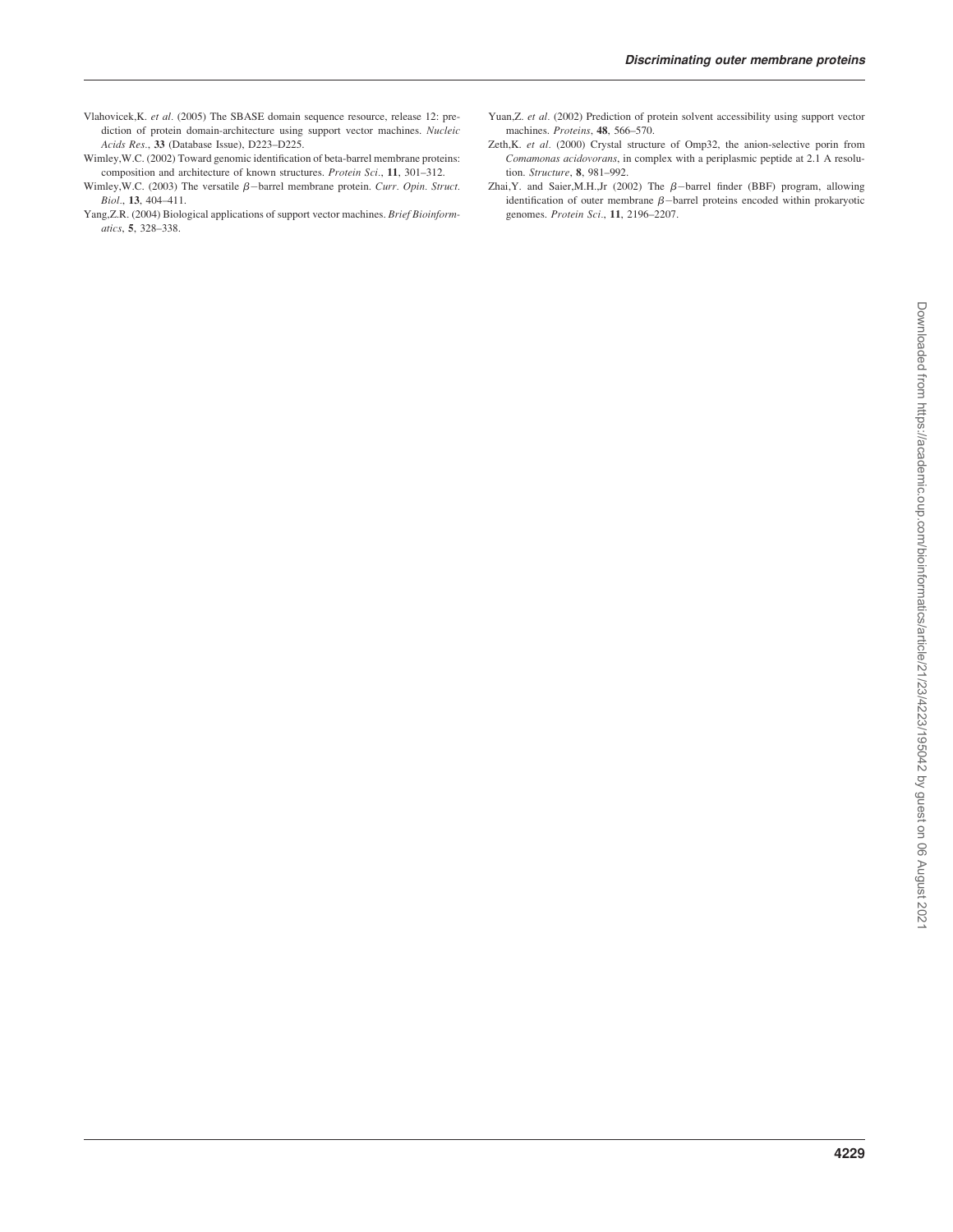Vlahovicek,K. *et al*. (2005) The SBASE domain sequence resource, release 12: prediction of protein domain-architecture using support vector machines. *Nucleic Acids Res*., **33** (Database Issue), D223–D225.

Wimley,W.C. (2002) Toward genomic identification of beta-barrel membrane proteins: composition and architecture of known structures. *Protein Sci*., **11**, 301–312.

Wimley,W.C. (2003) The versatile $\beta$−barrel membrane protein. *Curr. Opin. Struct. Biol*., **13**, 404–411.

Yang,Z.R. (2004) Biological applications of support vector machines. *Brief Bioinformatics*, **5**, 328–338.

Yuan,Z. *et al*. (2002) Prediction of protein solvent accessibility using support vector machines. *Proteins*, **48**, 566–570.

Zeth,K. *et al*. (2000) Crystal structure of Omp32, the anion-selective porin from *Comamonas acidovorans*, in complex with a periplasmic peptide at 2.1 A resolution. *Structure*, **8**, 981–992.

Zhai,Y. and Saier,M.H.,Jr (2002) The $\beta$−barrel finder (BBF) program, allowing identification of outer membrane $\beta$−barrel proteins encoded within prokaryotic genomes. *Protein Sci*., **11**, 2196–2207.